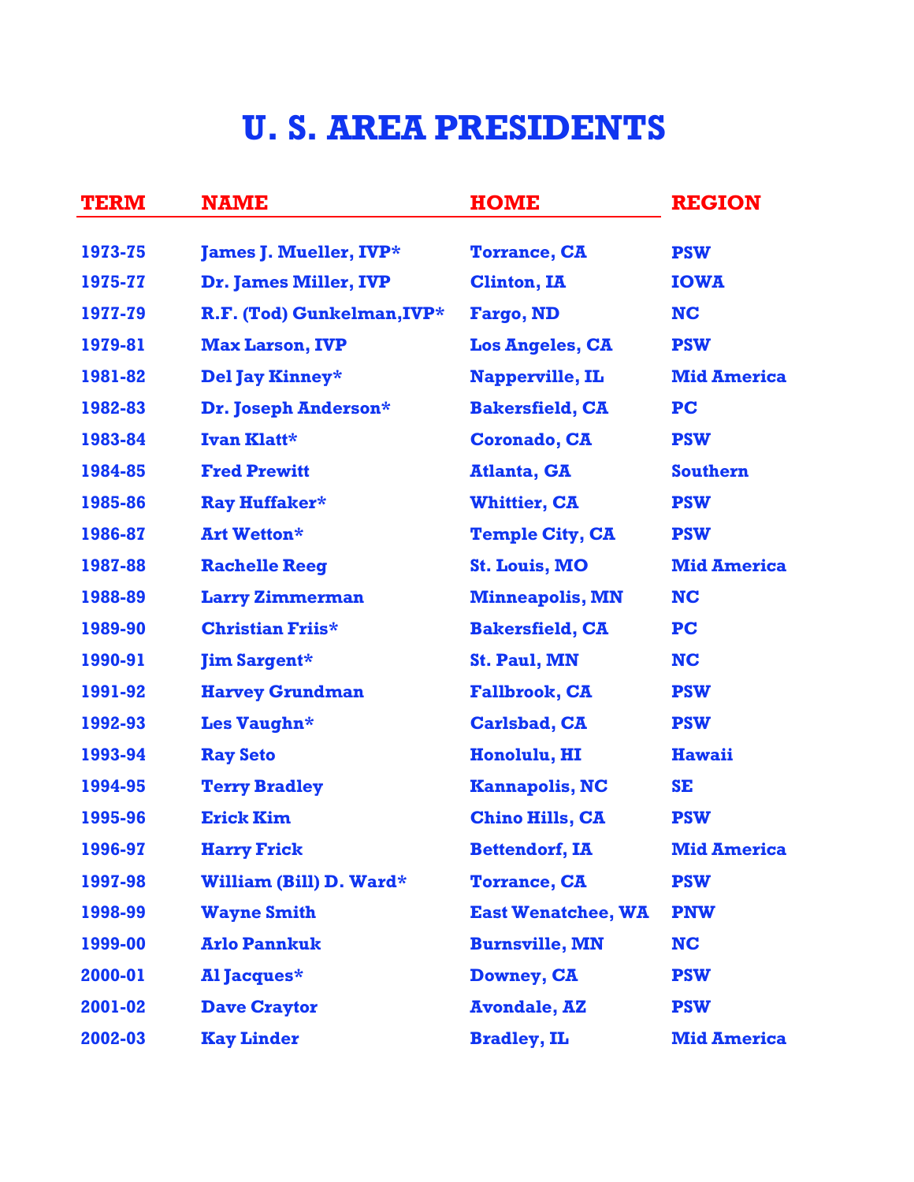# U. S. AREA PRESIDENTS

| TERM | NAME | HOME | REGION |
|---|---|---|---|
| 1973-75 | James J. Mueller, IVP* | Torrance, CA | PSW |
| 1975-77 | Dr. James Miller, IVP | Clinton, IA | IOWA |
| 1977-79 | R.F. (Tod) Gunkelman,IVP* | Fargo, ND | NC |
| 1979-81 | Max Larson, IVP | Los Angeles, CA | PSW |
| 1981-82 | Del Jay Kinney* | Napperville, IL | Mid America |
| 1982-83 | Dr. Joseph Anderson* | Bakersfield, CA | PC |
| 1983-84 | Ivan Klatt* | Coronado, CA | PSW |
| 1984-85 | Fred Prewitt | Atlanta, GA | Southern |
| 1985-86 | Ray Huffaker* | Whittier, CA | PSW |
| 1986-87 | Art Wetton* | Temple City, CA | PSW |
| 1987-88 | Rachelle Reeg | St. Louis, MO | Mid America |
| 1988-89 | Larry Zimmerman | Minneapolis, MN | NC |
| 1989-90 | Christian Friis* | Bakersfield, CA | PC |
| 1990-91 | Jim Sargent* | St. Paul, MN | NC |
| 1991-92 | Harvey Grundman | Fallbrook, CA | PSW |
| 1992-93 | Les Vaughn* | Carlsbad, CA | PSW |
| 1993-94 | Ray Seto | Honolulu, HI | Hawaii |
| 1994-95 | Terry Bradley | Kannapolis, NC | SE |
| 1995-96 | Erick Kim | Chino Hills, CA | PSW |
| 1996-97 | Harry Frick | Bettendorf, IA | Mid America |
| 1997-98 | William (Bill) D. Ward* | Torrance, CA | PSW |
| 1998-99 | Wayne Smith | East Wenatchee, WA | PNW |
| 1999-00 | Arlo Pannkuk | Burnsville, MN | NC |
| 2000-01 | Al Jacques* | Downey, CA | PSW |
| 2001-02 | Dave Craytor | Avondale, AZ | PSW |
| 2002-03 | Kay Linder | Bradley, IL | Mid America |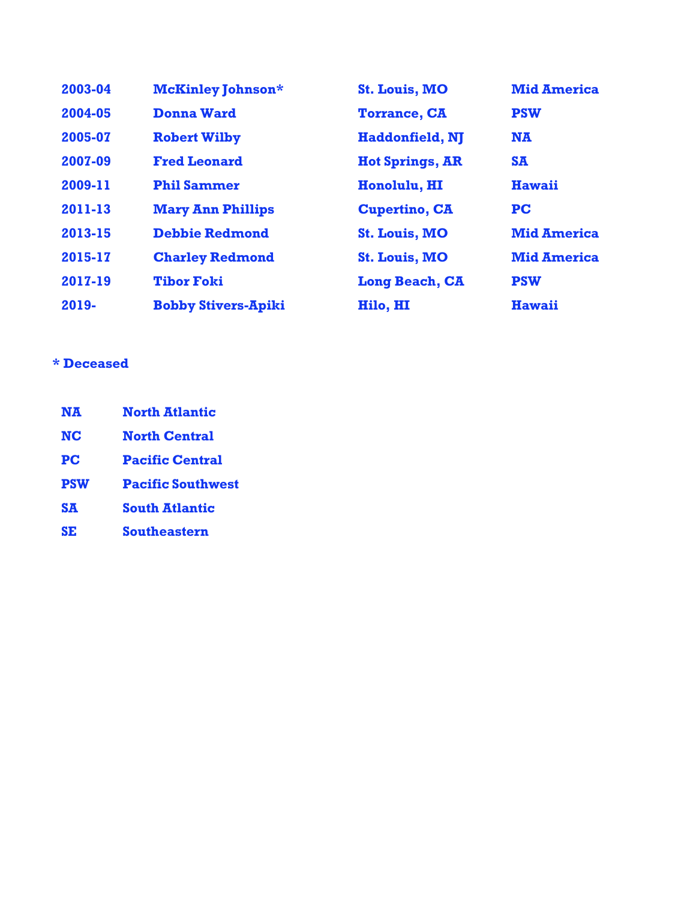| | | | |
|---|---|---|---|
| **2003-04** | **McKinley Johnson*** | **St. Louis, MO** | **Mid America** |
| **2004-05** | **Donna Ward** | **Torrance, CA** | **PSW** |
| **2005-07** | **Robert Wilby** | **Haddonfield, NJ** | **NA** |
| **2007-09** | **Fred Leonard** | **Hot Springs, AR** | **SA** |
| **2009-11** | **Phil Sammer** | **Honolulu, HI** | **Hawaii** |
| **2011-13** | **Mary Ann Phillips** | **Cupertino, CA** | **PC** |
| **2013-15** | **Debbie Redmond** | **St. Louis, MO** | **Mid America** |
| **2015-17** | **Charley Redmond** | **St. Louis, MO** | **Mid America** |
| **2017-19** | **Tibor Foki** | **Long Beach, CA** | **PSW** |
| **2019-** | **Bobby Stivers-Apiki** | **Hilo, HI** | **Hawaii** |

**\* Deceased**

| | |
|---|---|
| **NA** | **North Atlantic** |
| **NC** | **North Central** |
| **PC** | **Pacific Central** |
| **PSW** | **Pacific Southwest** |
| **SA** | **South Atlantic** |
| **SE** | **Southeastern** |